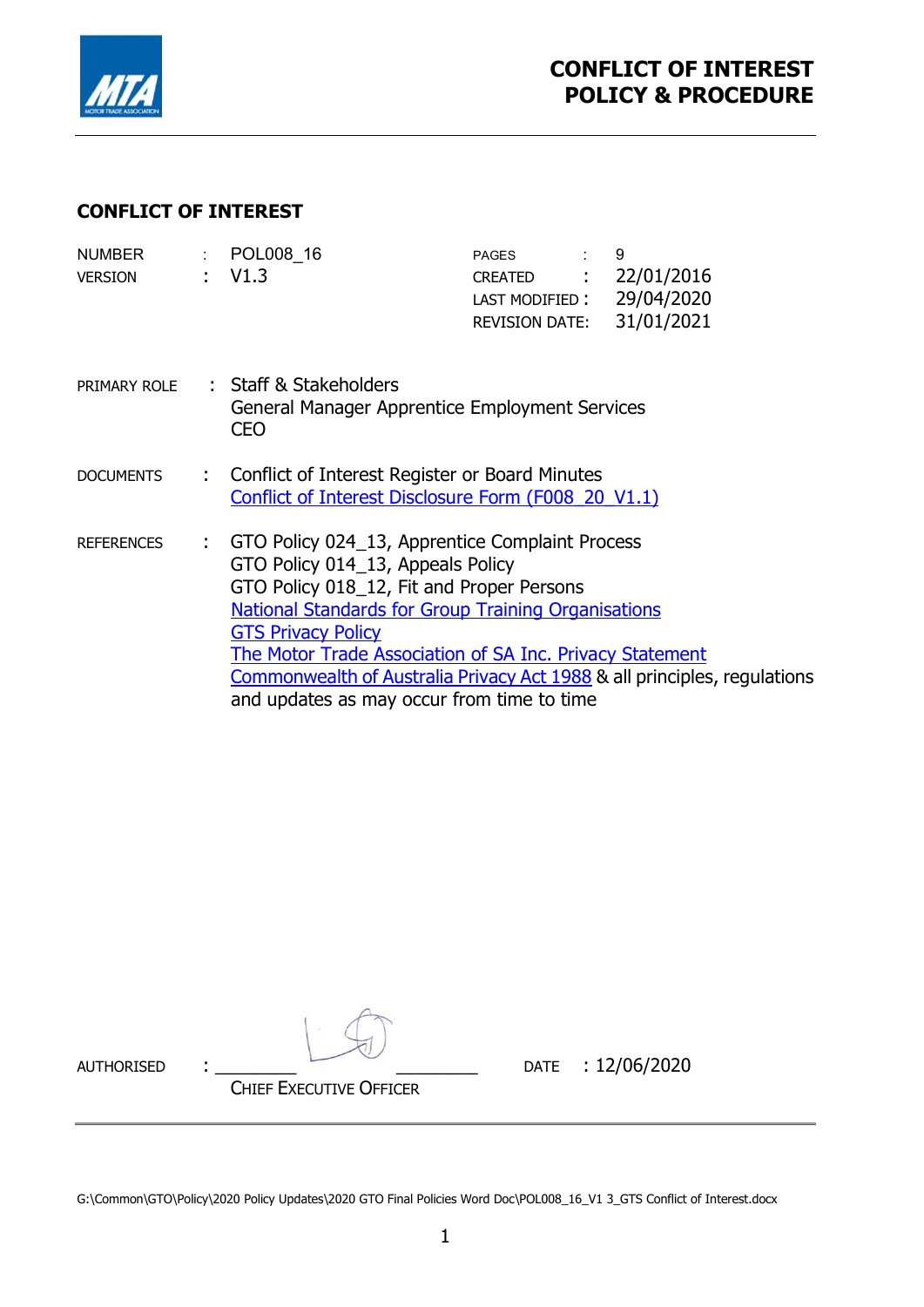# CONFLICT OF INTEREST POLICY & PROCEDURE

## CONFLICT OF INTEREST

| | | | |
|---|---|---|---|
| NUMBER | : POL008_16 | PAGES | : 9 |
| VERSION | : V1.3 | CREATED | : 22/01/2016 |
| | | LAST MODIFIED | : 29/04/2020 |
| | | REVISION DATE | : 31/01/2021 |

PRIMARY ROLE : Staff & Stakeholders
General Manager Apprentice Employment Services
CEO

DOCUMENTS : Conflict of Interest Register or Board Minutes
Conflict of Interest Disclosure Form (F008_20_V1.1)

REFERENCES : GTO Policy 024_13, Apprentice Complaint Process
GTO Policy 014_13, Appeals Policy
GTO Policy 018_12, Fit and Proper Persons
National Standards for Group Training Organisations
GTS Privacy Policy
The Motor Trade Association of SA Inc. Privacy Statement
Commonwealth of Australia Privacy Act 1988 & all principles, regulations and updates as may occur from time to time

AUTHORISED : _________ _________ DATE : 12/06/2020
CHIEF EXECUTIVE OFFICER

G:\Common\GTO\Policy\2020 Policy Updates\2020 GTO Final Policies Word Doc\POL008_16_V1 3_GTS Conflict of Interest.docx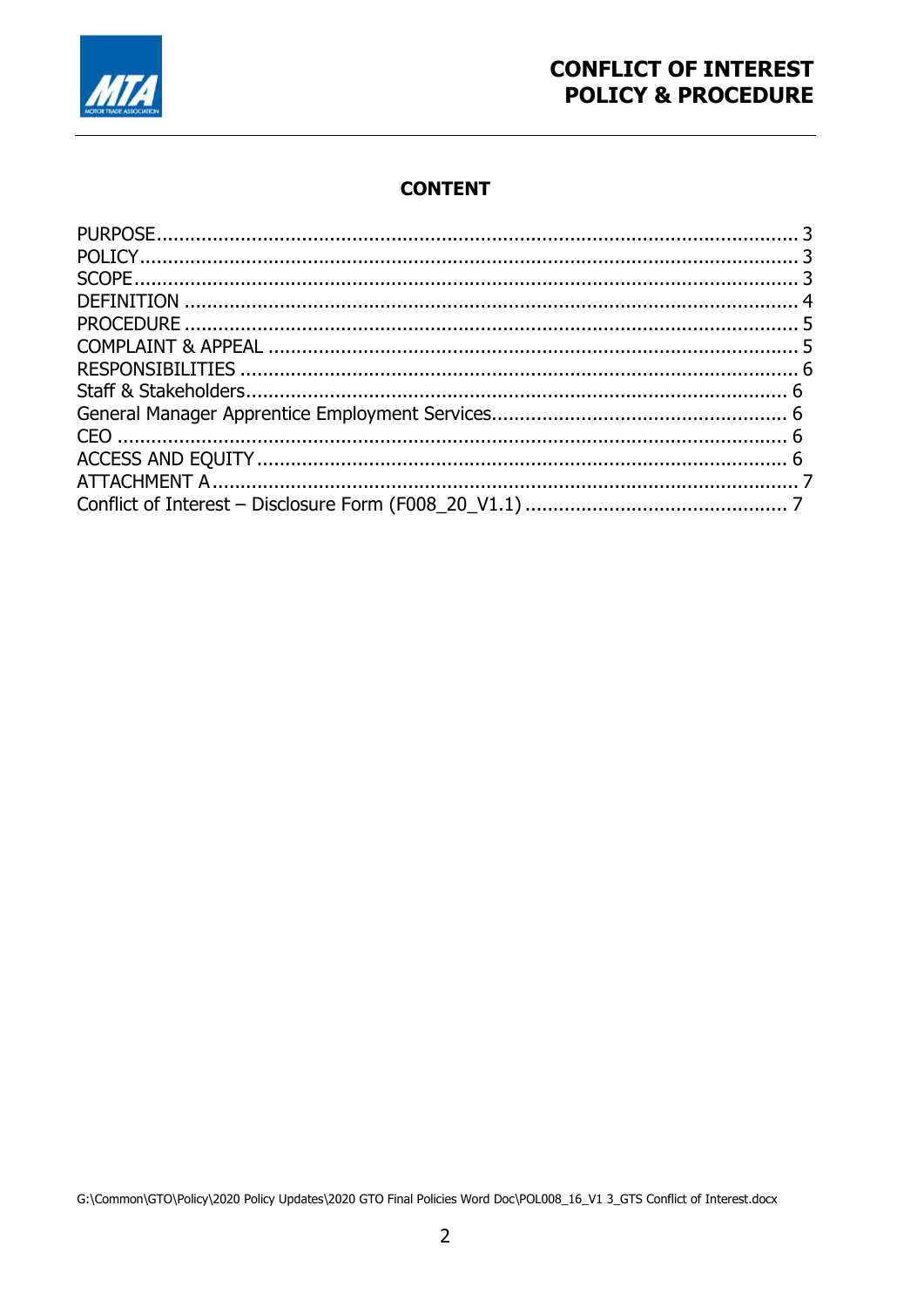## CONTENT

PURPOSE ........................................................................................................ 3
POLICY ........................................................................................................... 3
SCOPE ............................................................................................................ 3
DEFINITION .................................................................................................... 4
PROCEDURE ................................................................................................... 5
COMPLAINT & APPEAL ..................................................................................... 5
RESPONSIBILITIES .......................................................................................... 6
Staff & Stakeholders ........................................................................................ 6
General Manager Apprentice Employment Services .............................................. 6
CEO ............................................................................................................... 6
ACCESS AND EQUITY ...................................................................................... 6
ATTACHMENT A ............................................................................................... 7
Conflict of Interest – Disclosure Form (F008_20_V1.1) .......................................... 7

G:\Common\GTO\Policy\2020 Policy Updates\2020 GTO Final Policies Word Doc\POL008_16_V1 3_GTS Conflict of Interest.docx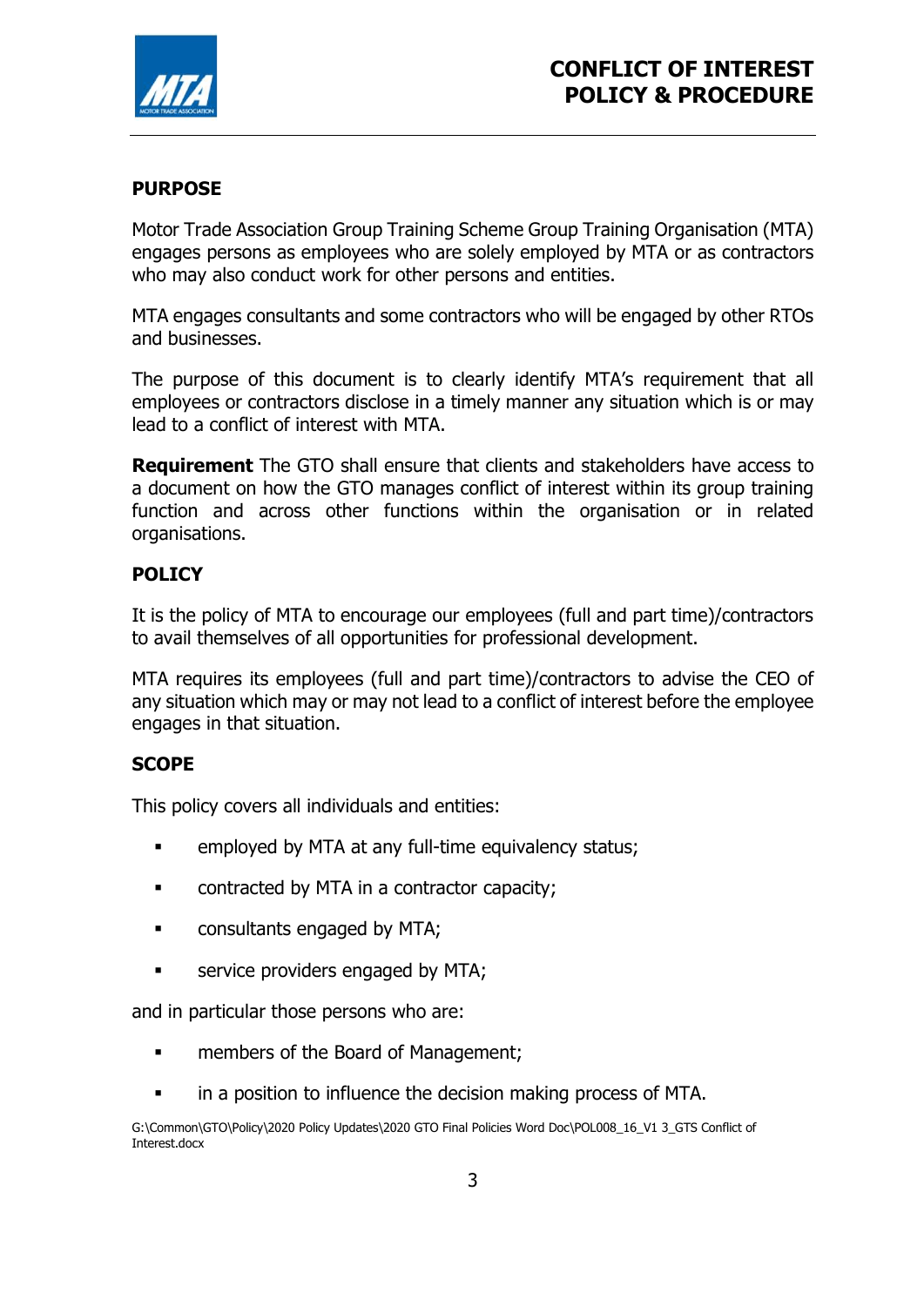## PURPOSE

Motor Trade Association Group Training Scheme Group Training Organisation (MTA) engages persons as employees who are solely employed by MTA or as contractors who may also conduct work for other persons and entities.

MTA engages consultants and some contractors who will be engaged by other RTOs and businesses.

The purpose of this document is to clearly identify MTA's requirement that all employees or contractors disclose in a timely manner any situation which is or may lead to a conflict of interest with MTA.

**Requirement** The GTO shall ensure that clients and stakeholders have access to a document on how the GTO manages conflict of interest within its group training function and across other functions within the organisation or in related organisations.

## POLICY

It is the policy of MTA to encourage our employees (full and part time)/contractors to avail themselves of all opportunities for professional development.

MTA requires its employees (full and part time)/contractors to advise the CEO of any situation which may or may not lead to a conflict of interest before the employee engages in that situation.

## SCOPE

This policy covers all individuals and entities:

- employed by MTA at any full-time equivalency status;
- contracted by MTA in a contractor capacity;
- consultants engaged by MTA;
- service providers engaged by MTA;

and in particular those persons who are:

- members of the Board of Management;
- in a position to influence the decision making process of MTA.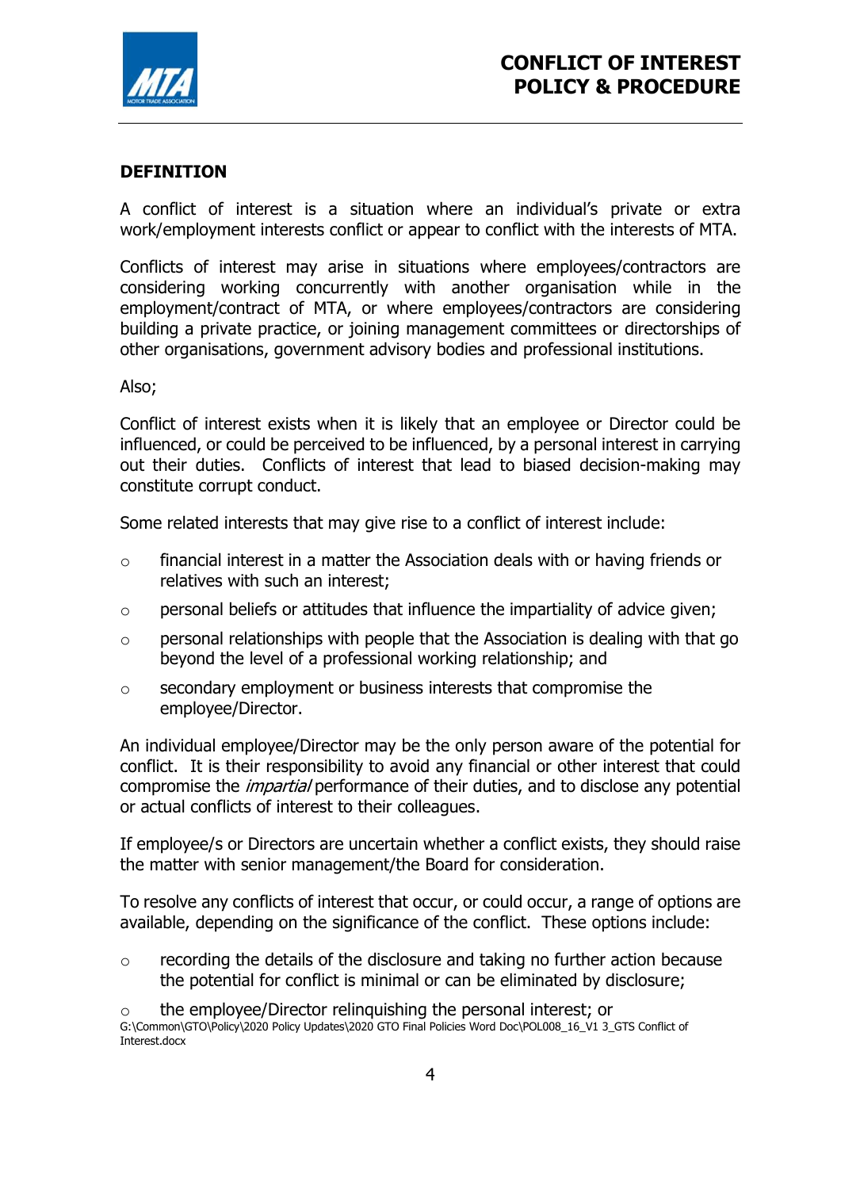## DEFINITION

A conflict of interest is a situation where an individual's private or extra work/employment interests conflict or appear to conflict with the interests of MTA.

Conflicts of interest may arise in situations where employees/contractors are considering working concurrently with another organisation while in the employment/contract of MTA, or where employees/contractors are considering building a private practice, or joining management committees or directorships of other organisations, government advisory bodies and professional institutions.

Also;

Conflict of interest exists when it is likely that an employee or Director could be influenced, or could be perceived to be influenced, by a personal interest in carrying out their duties. Conflicts of interest that lead to biased decision-making may constitute corrupt conduct.

Some related interests that may give rise to a conflict of interest include:

- financial interest in a matter the Association deals with or having friends or relatives with such an interest;
- personal beliefs or attitudes that influence the impartiality of advice given;
- personal relationships with people that the Association is dealing with that go beyond the level of a professional working relationship; and
- secondary employment or business interests that compromise the employee/Director.

An individual employee/Director may be the only person aware of the potential for conflict. It is their responsibility to avoid any financial or other interest that could compromise the *impartial* performance of their duties, and to disclose any potential or actual conflicts of interest to their colleagues.

If employee/s or Directors are uncertain whether a conflict exists, they should raise the matter with senior management/the Board for consideration.

To resolve any conflicts of interest that occur, or could occur, a range of options are available, depending on the significance of the conflict. These options include:

- recording the details of the disclosure and taking no further action because the potential for conflict is minimal or can be eliminated by disclosure;
- the employee/Director relinquishing the personal interest; or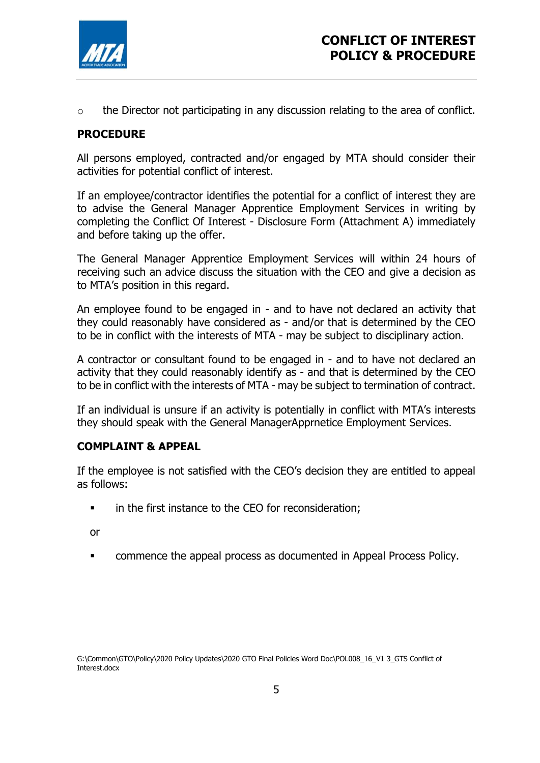- the Director not participating in any discussion relating to the area of conflict.

**PROCEDURE**

All persons employed, contracted and/or engaged by MTA should consider their activities for potential conflict of interest.

If an employee/contractor identifies the potential for a conflict of interest they are to advise the General Manager Apprentice Employment Services in writing by completing the Conflict Of Interest - Disclosure Form (Attachment A) immediately and before taking up the offer.

The General Manager Apprentice Employment Services will within 24 hours of receiving such an advice discuss the situation with the CEO and give a decision as to MTA's position in this regard.

An employee found to be engaged in - and to have not declared an activity that they could reasonably have considered as - and/or that is determined by the CEO to be in conflict with the interests of MTA - may be subject to disciplinary action.

A contractor or consultant found to be engaged in - and to have not declared an activity that they could reasonably identify as - and that is determined by the CEO to be in conflict with the interests of MTA - may be subject to termination of contract.

If an individual is unsure if an activity is potentially in conflict with MTA's interests they should speak with the General ManagerApprnetice Employment Services.

**COMPLAINT & APPEAL**

If the employee is not satisfied with the CEO's decision they are entitled to appeal as follows:

- in the first instance to the CEO for reconsideration;

or

- commence the appeal process as documented in Appeal Process Policy.

G:\Common\GTO\Policy\2020 Policy Updates\2020 GTO Final Policies Word Doc\POL008_16_V1 3_GTS Conflict of Interest.docx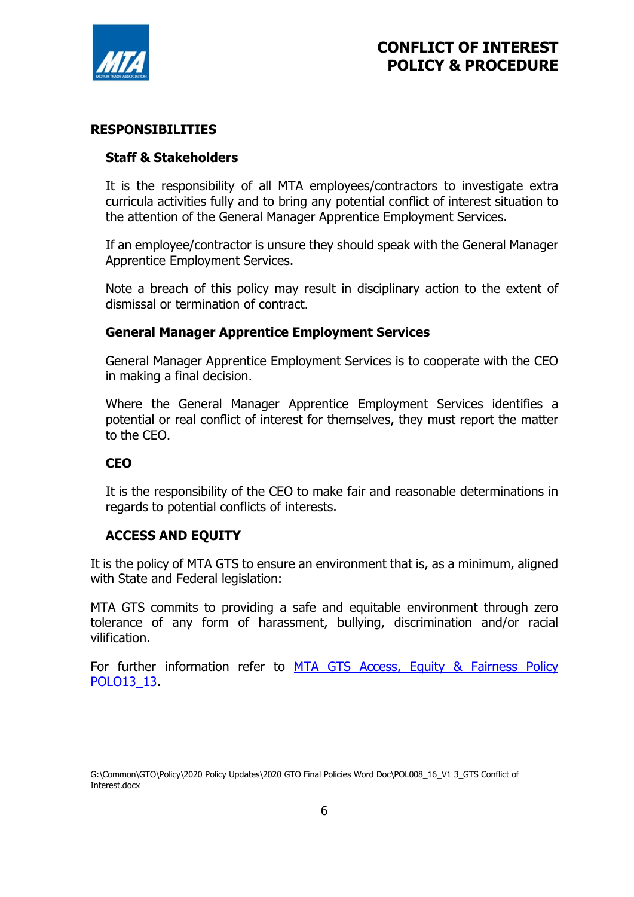## RESPONSIBILITIES

### Staff & Stakeholders

It is the responsibility of all MTA employees/contractors to investigate extra curricula activities fully and to bring any potential conflict of interest situation to the attention of the General Manager Apprentice Employment Services.

If an employee/contractor is unsure they should speak with the General Manager Apprentice Employment Services.

Note a breach of this policy may result in disciplinary action to the extent of dismissal or termination of contract.

### General Manager Apprentice Employment Services

General Manager Apprentice Employment Services is to cooperate with the CEO in making a final decision.

Where the General Manager Apprentice Employment Services identifies a potential or real conflict of interest for themselves, they must report the matter to the CEO.

### CEO

It is the responsibility of the CEO to make fair and reasonable determinations in regards to potential conflicts of interests.

### ACCESS AND EQUITY

It is the policy of MTA GTS to ensure an environment that is, as a minimum, aligned with State and Federal legislation:

MTA GTS commits to providing a safe and equitable environment through zero tolerance of any form of harassment, bullying, discrimination and/or racial vilification.

For further information refer to MTA GTS Access, Equity & Fairness Policy POLO13_13.

G:\Common\GTO\Policy\2020 Policy Updates\2020 GTO Final Policies Word Doc\POL008_16_V1 3_GTS Conflict of Interest.docx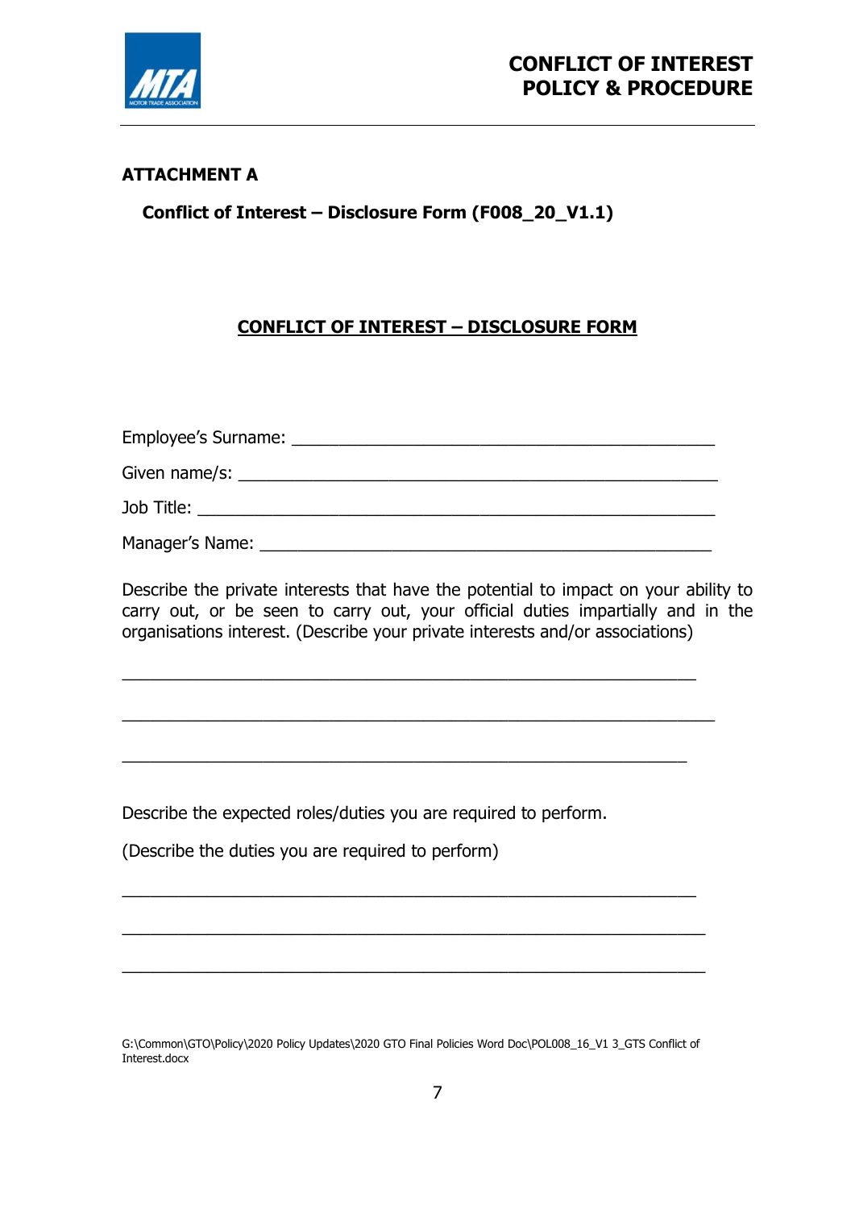**ATTACHMENT A**

**Conflict of Interest – Disclosure Form (F008_20_V1.1)**

## CONFLICT OF INTEREST – DISCLOSURE FORM

Employee's Surname: ___________________________________________

Given name/s: ________________________________________________

Job Title: ____________________________________________________

Manager's Name: ______________________________________________

Describe the private interests that have the potential to impact on your ability to carry out, or be seen to carry out, your official duties impartially and in the organisations interest. (Describe your private interests and/or associations)

______________________________________________________________

______________________________________________________________

______________________________________________________________

Describe the expected roles/duties you are required to perform.

(Describe the duties you are required to perform)

______________________________________________________________

______________________________________________________________

______________________________________________________________

G:\Common\GTO\Policy\2020 Policy Updates\2020 GTO Final Policies Word Doc\POL008_16_V1 3_GTS Conflict of Interest.docx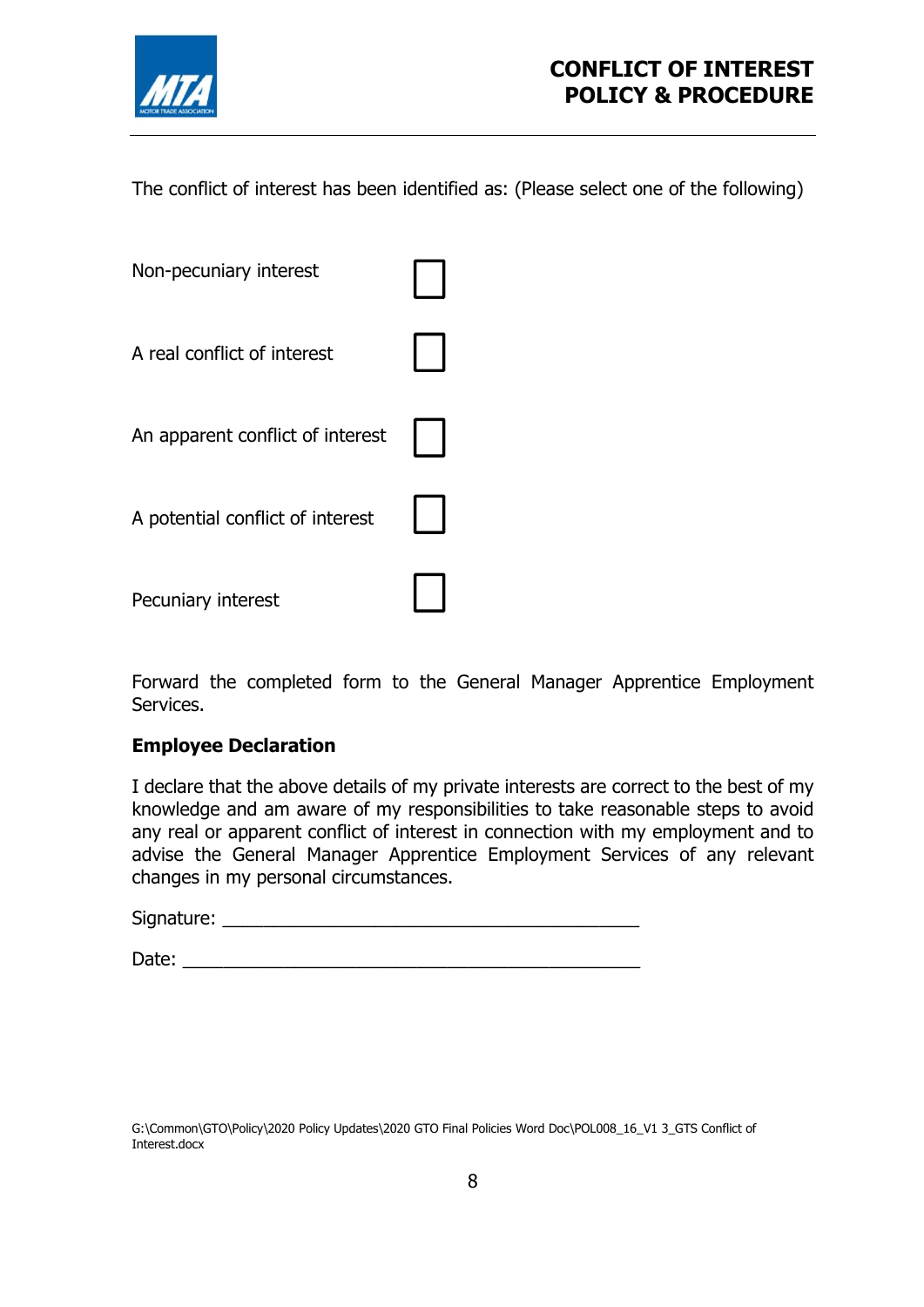The conflict of interest has been identified as: (Please select one of the following)

Non-pecuniary interest ☐

A real conflict of interest ☐

An apparent conflict of interest ☐

A potential conflict of interest ☐

Pecuniary interest ☐

Forward the completed form to the General Manager Apprentice Employment Services.

**Employee Declaration**

I declare that the above details of my private interests are correct to the best of my knowledge and am aware of my responsibilities to take reasonable steps to avoid any real or apparent conflict of interest in connection with my employment and to advise the General Manager Apprentice Employment Services of any relevant changes in my personal circumstances.

Signature: ________________________________________

Date: ____________________________________________

G:\Common\GTO\Policy\2020 Policy Updates\2020 GTO Final Policies Word Doc\POL008_16_V1 3_GTS Conflict of Interest.docx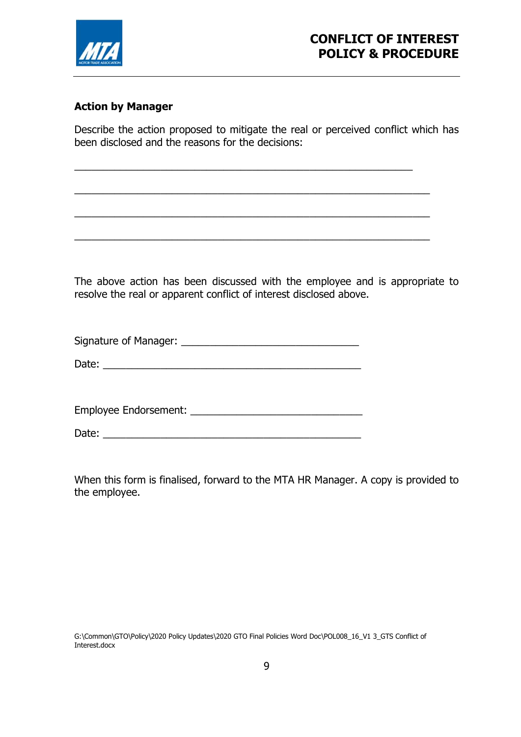## Action by Manager

Describe the action proposed to mitigate the real or perceived conflict which has been disclosed and the reasons for the decisions:

______________________________________________________________

______________________________________________________________

______________________________________________________________

______________________________________________________________

The above action has been discussed with the employee and is appropriate to resolve the real or apparent conflict of interest disclosed above.

Signature of Manager: ______________________________

Date: ____________________________________________

Employee Endorsement: ____________________________

Date: ____________________________________________

When this form is finalised, forward to the MTA HR Manager. A copy is provided to the employee.